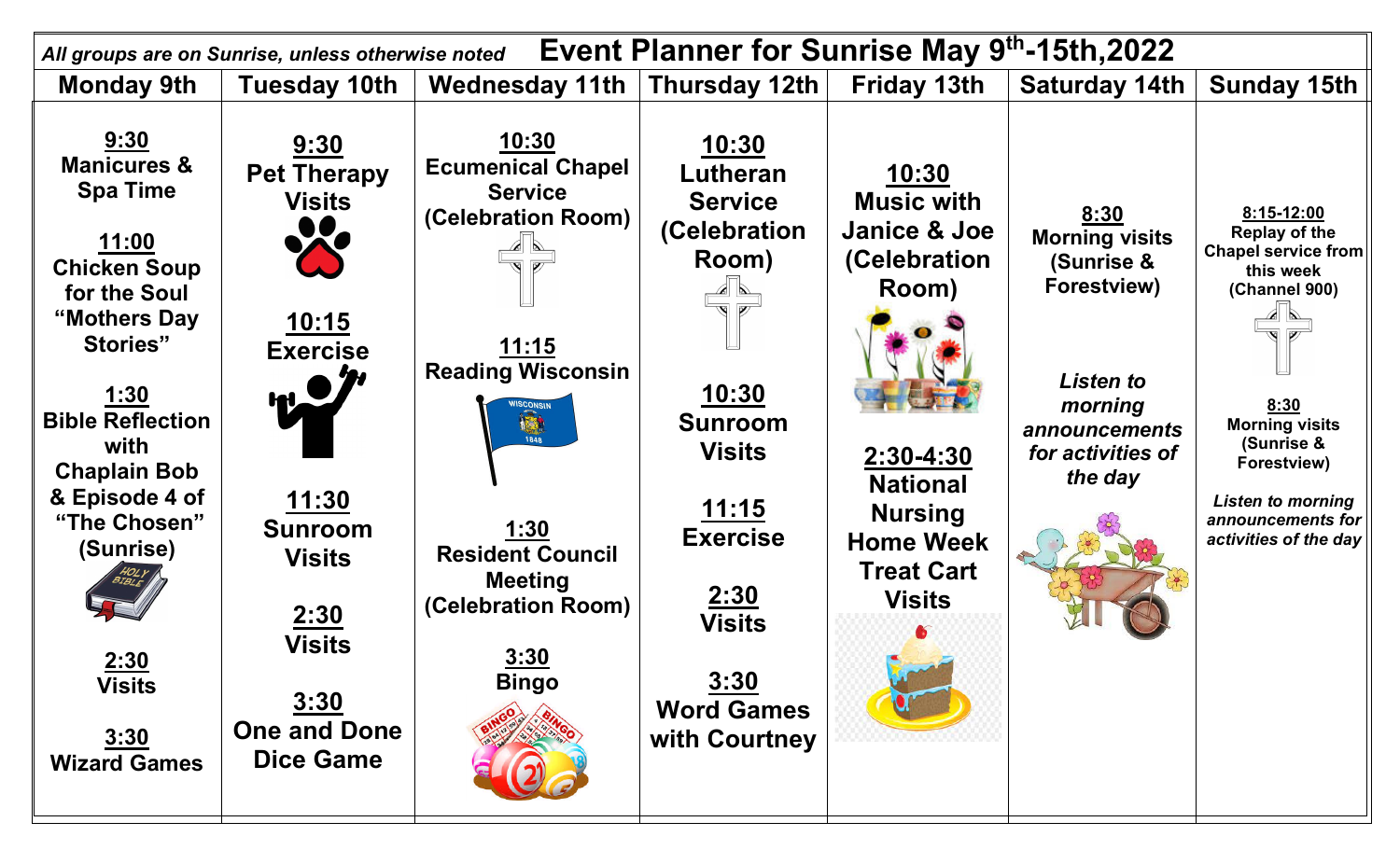*All groups are on Sunrise, unless otherwise noted*

# Event Planner for Sunrise May 9th-15th,2022

| Monday 9th | Tuesday 10th | Wednesday 11th | Thursday 12th | Friday 13th | Saturday 14th | Sunday 15th |
|---|---|---|---|---|---|---|
| **9:30** Manicures & Spa Time<br><br>**11:00** Chicken Soup for the Soul "Mothers Day Stories"<br><br>**1:30** Bible Reflection with Chaplain Bob & Episode 4 of "The Chosen" (Sunrise)<br><br>**2:30** Visits<br><br>**3:30** Wizard Games | **9:30** Pet Therapy Visits<br><br>**10:15** Exercise<br><br>**11:30** Sunroom Visits<br><br>**2:30** Visits<br><br>**3:30** One and Done Dice Game | **10:30** Ecumenical Chapel Service (Celebration Room)<br><br>**11:15** Reading Wisconsin<br><br>**1:30** Resident Council Meeting (Celebration Room)<br><br>**3:30** Bingo | **10:30** Lutheran Service (Celebration Room)<br><br>**10:30** Sunroom Visits<br><br>**11:15** Exercise<br><br>**2:30** Visits<br><br>**3:30** Word Games with Courtney | **10:30** Music with Janice & Joe (Celebration Room)<br><br>**2:30-4:30** National Nursing Home Week Treat Cart Visits | **8:30** Morning visits (Sunrise & Forestview)<br><br>*Listen to morning announcements for activities of the day* | **8:15-12:00** Replay of the Chapel service from this week (Channel 900)<br><br>**8:30** Morning visits (Sunrise & Forestview)<br><br>*Listen to morning announcements for activities of the day* |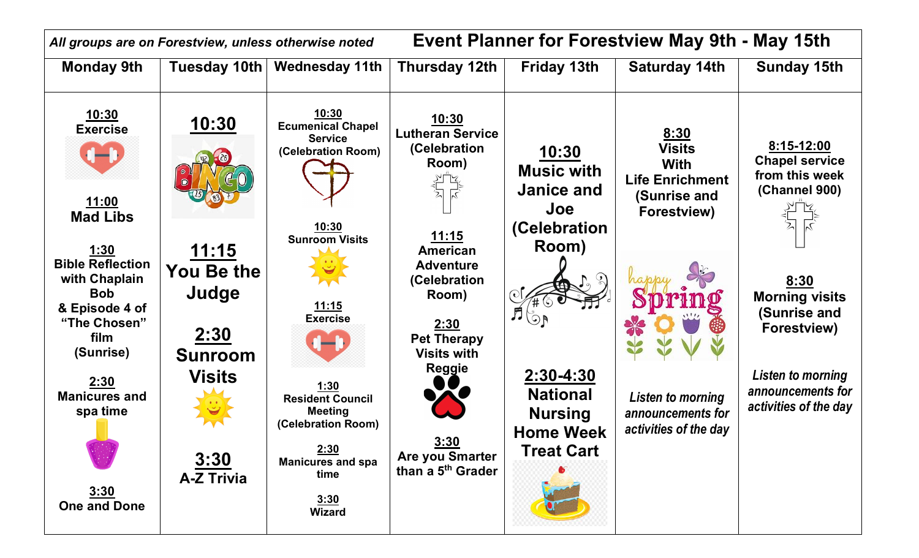*All groups are on Forestview, unless otherwise noted*

# Event Planner for Forestview May 9th - May 15th

| Monday 9th | Tuesday 10th | Wednesday 11th | Thursday 12th | Friday 13th | Saturday 14th | Sunday 15th |
|---|---|---|---|---|---|---|
| **10:30** Exercise<br><br>**11:00** Mad Libs<br><br>**1:30** Bible Reflection with Chaplain Bob & Episode 4 of "The Chosen" film (Sunrise)<br><br>**2:30** Manicures and spa time<br><br>**3:30** One and Done | **10:30** BINGO<br><br>**11:15** You Be the Judge<br><br>**2:30** Sunroom Visits<br><br>**3:30** A-Z Trivia | **10:30** Ecumenical Chapel Service (Celebration Room)<br><br>**10:30** Sunroom Visits<br><br>**11:15** Exercise<br><br>**1:30** Resident Council Meeting (Celebration Room)<br><br>**2:30** Manicures and spa time<br><br>**3:30** Wizard | **10:30** Lutheran Service (Celebration Room)<br><br>**11:15** American Adventure (Celebration Room)<br><br>**2:30** Pet Therapy Visits with Reggie<br><br>**3:30** Are you Smarter than a 5th Grader | **10:30** Music with Janice and Joe (Celebration Room)<br><br>**2:30-4:30** National Nursing Home Week Treat Cart | **8:30** Visits With Life Enrichment (Sunrise and Forestview)<br><br>happy Spring<br><br>*Listen to morning announcements for activities of the day* | **8:15-12:00** Chapel service from this week (Channel 900)<br><br>**8:30** Morning visits (Sunrise and Forestview)<br><br>*Listen to morning announcements for activities of the day* |